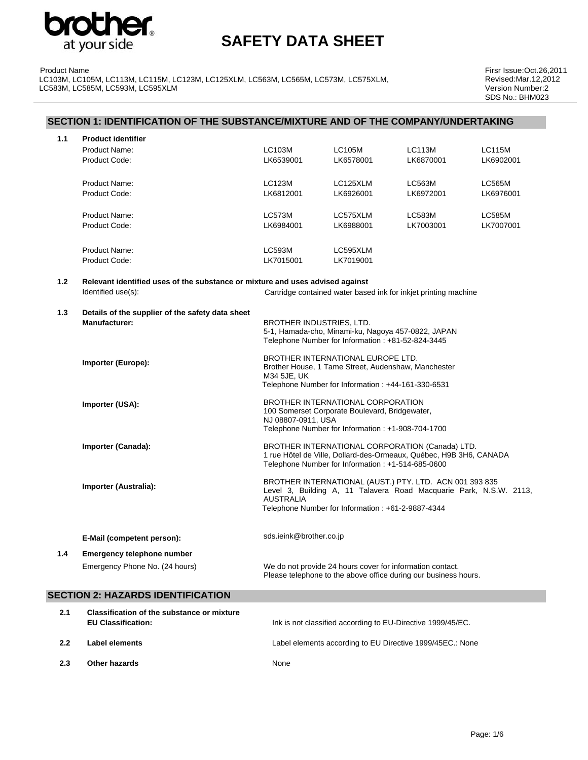# SAFETY DATA SHEET

Product Name
LC103M, LC105M, LC113M, LC115M, LC123M, LC125XLM, LC563M, LC565M, LC573M, LC575XLM, LC583M, LC585M, LC593M, LC595XLM

Firsr Issue:Oct.26,2011
Revised:Mar.12,2012
Version Number:2
SDS No.: BHM023

## SECTION 1: IDENTIFICATION OF THE SUBSTANCE/MIXTURE AND OF THE COMPANY/UNDERTAKING

**1.1 Product identifier**

| Product Name: | LC103M | LC105M | LC113M | LC115M |
|---|---|---|---|---|
| Product Code: | LK6539001 | LK6578001 | LK6870001 | LK6902001 |
| Product Name: | LC123M | LC125XLM | LC563M | LC565M |
| Product Code: | LK6812001 | LK6926001 | LK6972001 | LK6976001 |
| Product Name: | LC573M | LC575XLM | LC583M | LC585M |
| Product Code: | LK6984001 | LK6988001 | LK7003001 | LK7007001 |
| Product Name: | LC593M | LC595XLM | | |
| Product Code: | LK7015001 | LK7019001 | | |

**1.2 Relevant identified uses of the substance or mixture and uses advised against**

Identified use(s): Cartridge contained water based ink for inkjet printing machine

**1.3 Details of the supplier of the safety data sheet**

**Manufacturer:**
BROTHER INDUSTRIES, LTD.
5-1, Hamada-cho, Minami-ku, Nagoya 457-0822, JAPAN
Telephone Number for Information : +81-52-824-3445

**Importer (Europe):**
BROTHER INTERNATIONAL EUROPE LTD.
Brother House, 1 Tame Street, Audenshaw, Manchester
M34 5JE, UK
Telephone Number for Information : +44-161-330-6531

**Importer (USA):**
BROTHER INTERNATIONAL CORPORATION
100 Somerset Corporate Boulevard, Bridgewater,
NJ 08807-0911, USA
Telephone Number for Information : +1-908-704-1700

**Importer (Canada):**
BROTHER INTERNATIONAL CORPORATION (Canada) LTD.
1 rue Hôtel de Ville, Dollard-des-Ormeaux, Québec, H9B 3H6, CANADA
Telephone Number for Information : +1-514-685-0600

**Importer (Australia):**
BROTHER INTERNATIONAL (AUST.) PTY. LTD. ACN 001 393 835
Level 3, Building A, 11 Talavera Road Macquarie Park, N.S.W. 2113, AUSTRALIA
Telephone Number for Information : +61-2-9887-4344

**E-Mail (competent person):** sds.ieink@brother.co.jp

**1.4 Emergency telephone number**

Emergency Phone No. (24 hours): We do not provide 24 hours cover for information contact. Please telephone to the above office during our business hours.

## SECTION 2: HAZARDS IDENTIFICATION

**2.1 Classification of the substance or mixture**

**EU Classification:** Ink is not classified according to EU-Directive 1999/45/EC.

**2.2 Label elements**

Label elements according to EU Directive 1999/45EC.: None

**2.3 Other hazards**

None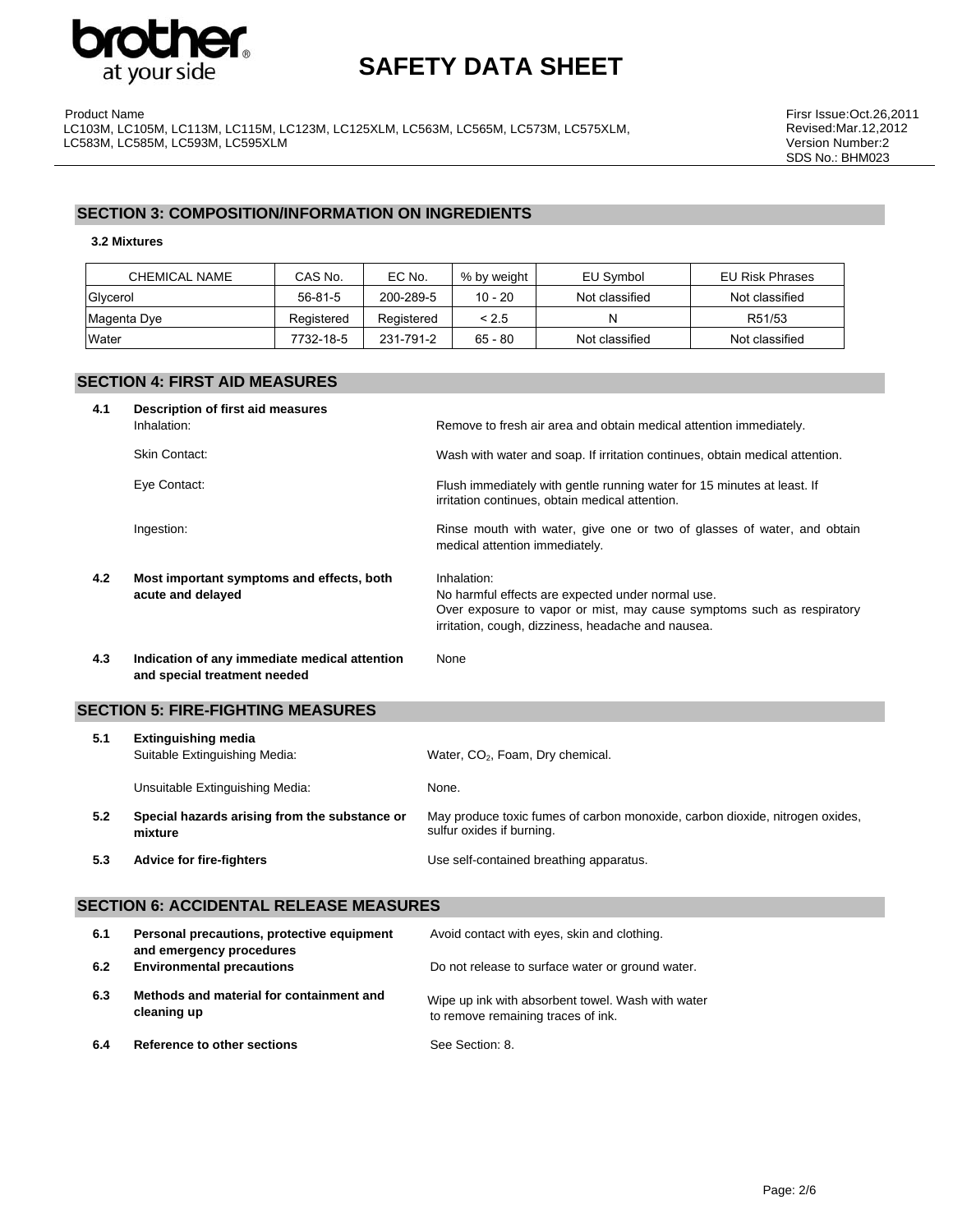## SECTION 3: COMPOSITION/INFORMATION ON INGREDIENTS

**3.2 Mixtures**

| CHEMICAL NAME | CAS No. | EC No. | % by weight | EU Symbol | EU Risk Phrases |
|---|---|---|---|---|---|
| Glycerol | 56-81-5 | 200-289-5 | 10 - 20 | Not classified | Not classified |
| Magenta Dye | Registered | Registered | < 2.5 | N | R51/53 |
| Water | 7732-18-5 | 231-791-2 | 65 - 80 | Not classified | Not classified |

## SECTION 4: FIRST AID MEASURES

**4.1 Description of first aid measures**

Inhalation: Remove to fresh air area and obtain medical attention immediately.

Skin Contact: Wash with water and soap. If irritation continues, obtain medical attention.

Eye Contact: Flush immediately with gentle running water for 15 minutes at least. If irritation continues, obtain medical attention.

Ingestion: Rinse mouth with water, give one or two of glasses of water, and obtain medical attention immediately.

**4.2 Most important symptoms and effects, both acute and delayed**

Inhalation:
No harmful effects are expected under normal use.
Over exposure to vapor or mist, may cause symptoms such as respiratory irritation, cough, dizziness, headache and nausea.

**4.3 Indication of any immediate medical attention and special treatment needed**

None

## SECTION 5: FIRE-FIGHTING MEASURES

**5.1 Extinguishing media**

Suitable Extinguishing Media: Water, $CO_2$, Foam, Dry chemical.

Unsuitable Extinguishing Media: None.

**5.2 Special hazards arising from the substance or mixture**

May produce toxic fumes of carbon monoxide, carbon dioxide, nitrogen oxides, sulfur oxides if burning.

**5.3 Advice for fire-fighters**

Use self-contained breathing apparatus.

## SECTION 6: ACCIDENTAL RELEASE MEASURES

**6.1 Personal precautions, protective equipment and emergency procedures**

Avoid contact with eyes, skin and clothing.

**6.2 Environmental precautions**

Do not release to surface water or ground water.

**6.3 Methods and material for containment and cleaning up**

Wipe up ink with absorbent towel. Wash with water to remove remaining traces of ink.

**6.4 Reference to other sections**

See Section: 8.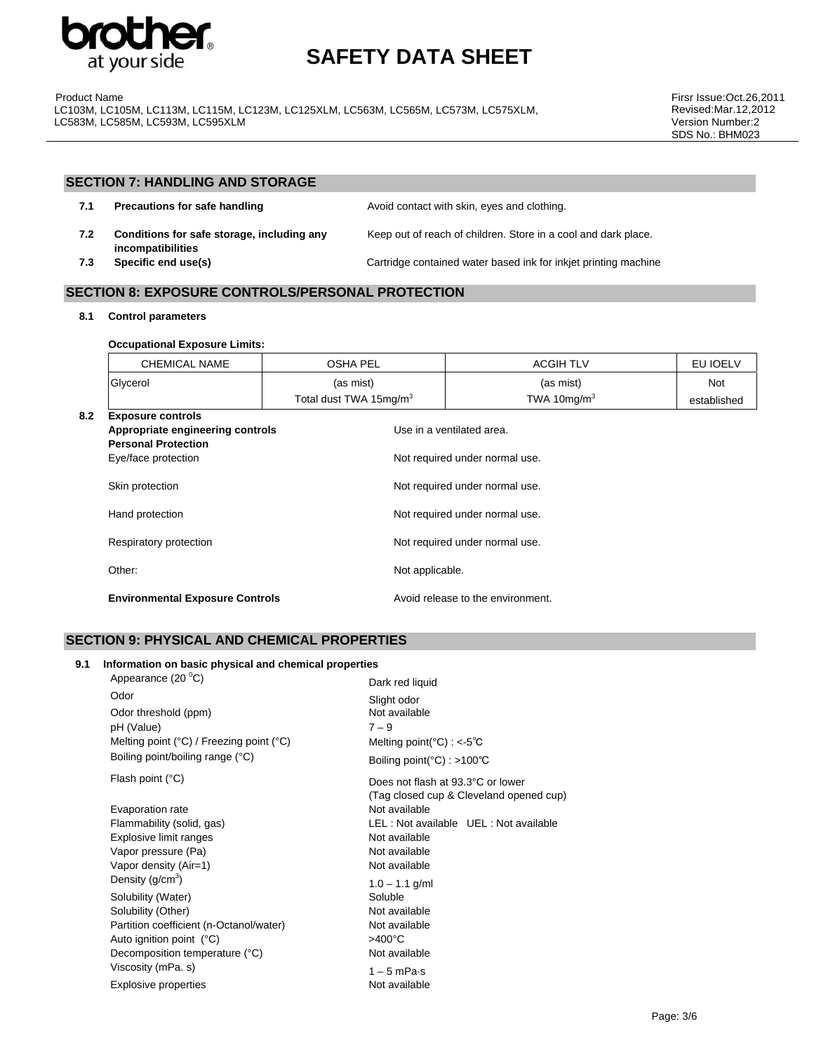## SECTION 7: HANDLING AND STORAGE

| | | |
|---|---|---|
| **7.1** | **Precautions for safe handling** | Avoid contact with skin, eyes and clothing. |
| **7.2** | **Conditions for safe storage, including any incompatibilities** | Keep out of reach of children. Store in a cool and dark place. |
| **7.3** | **Specific end use(s)** | Cartridge contained water based ink for inkjet printing machine |

## SECTION 8: EXPOSURE CONTROLS/PERSONAL PROTECTION

**8.1 Control parameters**

**Occupational Exposure Limits:**

| CHEMICAL NAME | OSHA PEL | ACGIH TLV | EU IOELV |
|---|---|---|---|
| Glycerol | (as mist) Total dust TWA 15mg/m$^3$ | (as mist) TWA 10mg/m$^3$ | Not established |

**8.2 Exposure controls**

| | |
|---|---|
| **Appropriate engineering controls** | Use in a ventilated area. |
| **Personal Protection** | |
| Eye/face protection | Not required under normal use. |
| Skin protection | Not required under normal use. |
| Hand protection | Not required under normal use. |
| Respiratory protection | Not required under normal use. |
| Other: | Not applicable. |
| **Environmental Exposure Controls** | Avoid release to the environment. |

## SECTION 9: PHYSICAL AND CHEMICAL PROPERTIES

**9.1 Information on basic physical and chemical properties**

| | |
|---|---|
| Appearance (20 $^0$C) | Dark red liquid |
| Odor | Slight odor |
| Odor threshold (ppm) | Not available |
| pH (Value) | 7 – 9 |
| Melting point (°C) / Freezing point (°C) | Melting point(°C) : <-5℃ |
| Boiling point/boiling range (°C) | Boiling point(°C) : >100℃ |
| Flash point (°C) | Does not flash at 93.3°C or lower (Tag closed cup & Cleveland opened cup) |
| Evaporation rate | Not available |
| Flammability (solid, gas) | LEL : Not available UEL : Not available |
| Explosive limit ranges | Not available |
| Vapor pressure (Pa) | Not available |
| Vapor density (Air=1) | Not available |
| Density (g/cm$^3$) | 1.0 – 1.1 g/ml |
| Solubility (Water) | Soluble |
| Solubility (Other) | Not available |
| Partition coefficient (n-Octanol/water) | Not available |
| Auto ignition point (°C) | >400°C |
| Decomposition temperature (°C) | Not available |
| Viscosity (mPa. s) | 1 – 5 mPa·s |
| Explosive properties | Not available |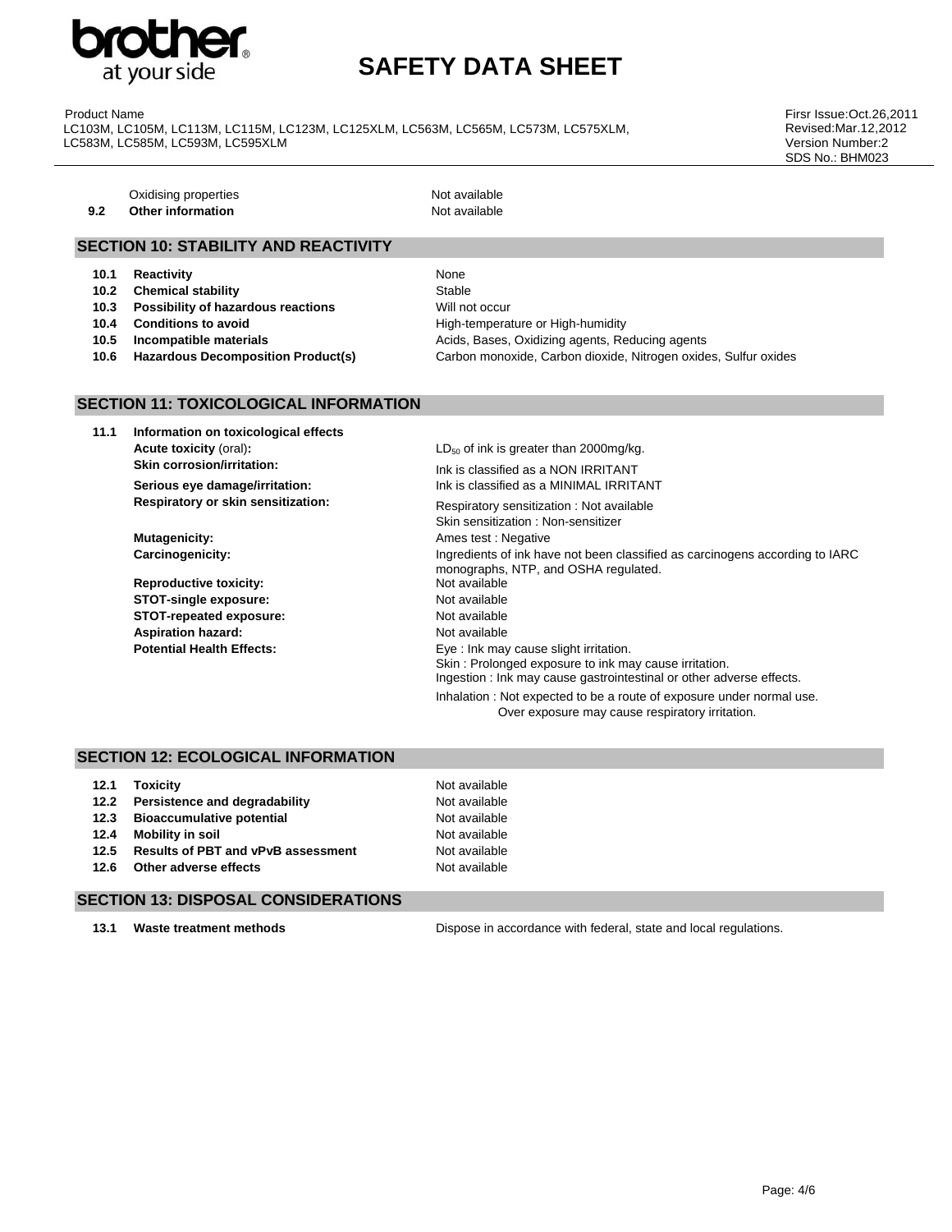| | | |
|---|---|---|
| | Oxidising properties | Not available |
| **9.2** | **Other information** | Not available |

## SECTION 10: STABILITY AND REACTIVITY

| | | |
|---|---|---|
| **10.1** | **Reactivity** | None |
| **10.2** | **Chemical stability** | Stable |
| **10.3** | **Possibility of hazardous reactions** | Will not occur |
| **10.4** | **Conditions to avoid** | High-temperature or High-humidity |
| **10.5** | **Incompatible materials** | Acids, Bases, Oxidizing agents, Reducing agents |
| **10.6** | **Hazardous Decomposition Product(s)** | Carbon monoxide, Carbon dioxide, Nitrogen oxides, Sulfur oxides |

## SECTION 11: TOXICOLOGICAL INFORMATION

**11.1 Information on toxicological effects**

| | |
|---|---|
| **Acute toxicity** (oral)**:** | $LD_{50}$ of ink is greater than 2000mg/kg. |
| **Skin corrosion/irritation:** | Ink is classified as a NON IRRITANT |
| **Serious eye damage/irritation:** | Ink is classified as a MINIMAL IRRITANT |
| **Respiratory or skin sensitization:** | Respiratory sensitization : Not available<br>Skin sensitization : Non-sensitizer |
| **Mutagenicity:** | Ames test : Negative |
| **Carcinogenicity:** | Ingredients of ink have not been classified as carcinogens according to IARC monographs, NTP, and OSHA regulated. |
| **Reproductive toxicity:** | Not available |
| **STOT-single exposure:** | Not available |
| **STOT-repeated exposure:** | Not available |
| **Aspiration hazard:** | Not available |
| **Potential Health Effects:** | Eye : Ink may cause slight irritation.<br>Skin : Prolonged exposure to ink may cause irritation.<br>Ingestion : Ink may cause gastrointestinal or other adverse effects.<br>Inhalation : Not expected to be a route of exposure under normal use. Over exposure may cause respiratory irritation. |

## SECTION 12: ECOLOGICAL INFORMATION

| | | |
|---|---|---|
| **12.1** | **Toxicity** | Not available |
| **12.2** | **Persistence and degradability** | Not available |
| **12.3** | **Bioaccumulative potential** | Not available |
| **12.4** | **Mobility in soil** | Not available |
| **12.5** | **Results of PBT and vPvB assessment** | Not available |
| **12.6** | **Other adverse effects** | Not available |

## SECTION 13: DISPOSAL CONSIDERATIONS

| | | |
|---|---|---|
| **13.1** | **Waste treatment methods** | Dispose in accordance with federal, state and local regulations. |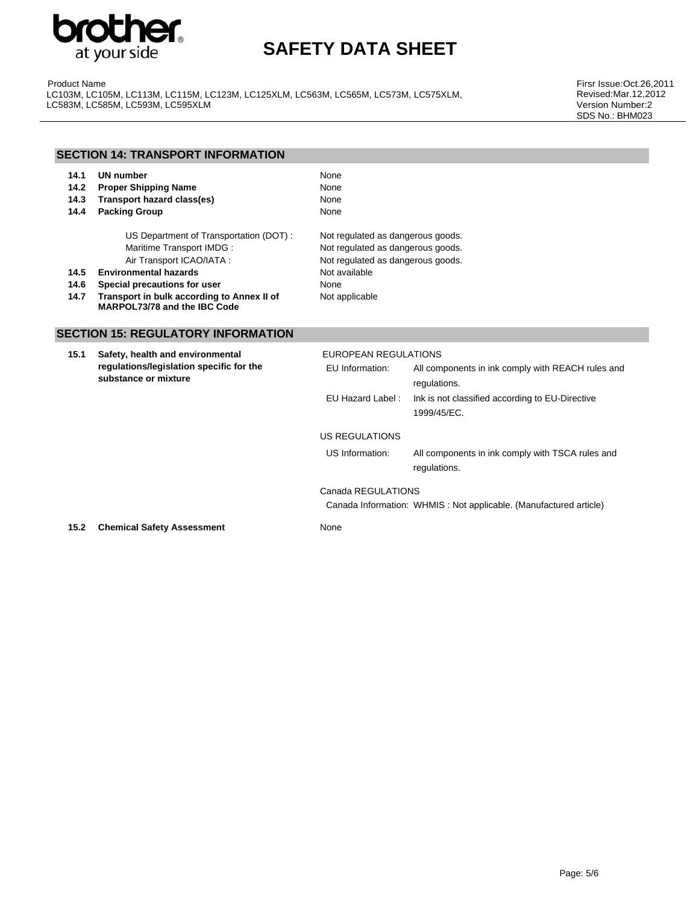## SECTION 14: TRANSPORT INFORMATION

| | | |
|---|---|---|
| **14.1** | **UN number** | None |
| **14.2** | **Proper Shipping Name** | None |
| **14.3** | **Transport hazard class(es)** | None |
| **14.4** | **Packing Group** | None |
| | US Department of Transportation (DOT) : | Not regulated as dangerous goods. |
| | Maritime Transport IMDG : | Not regulated as dangerous goods. |
| | Air Transport ICAO/IATA : | Not regulated as dangerous goods. |
| **14.5** | **Environmental hazards** | Not available |
| **14.6** | **Special precautions for user** | None |
| **14.7** | **Transport in bulk according to Annex II of MARPOL73/78 and the IBC Code** | Not applicable |

## SECTION 15: REGULATORY INFORMATION

**15.1 Safety, health and environmental regulations/legislation specific for the substance or mixture**

EUROPEAN REGULATIONS

| | |
|---|---|
| EU Information: | All components in ink comply with REACH rules and regulations. |
| EU Hazard Label : | Ink is not classified according to EU-Directive 1999/45/EC. |

US REGULATIONS

| | |
|---|---|
| US Information: | All components in ink comply with TSCA rules and regulations. |

Canada REGULATIONS

Canada Information: WHMIS : Not applicable. (Manufactured article)

**15.2 Chemical Safety Assessment** None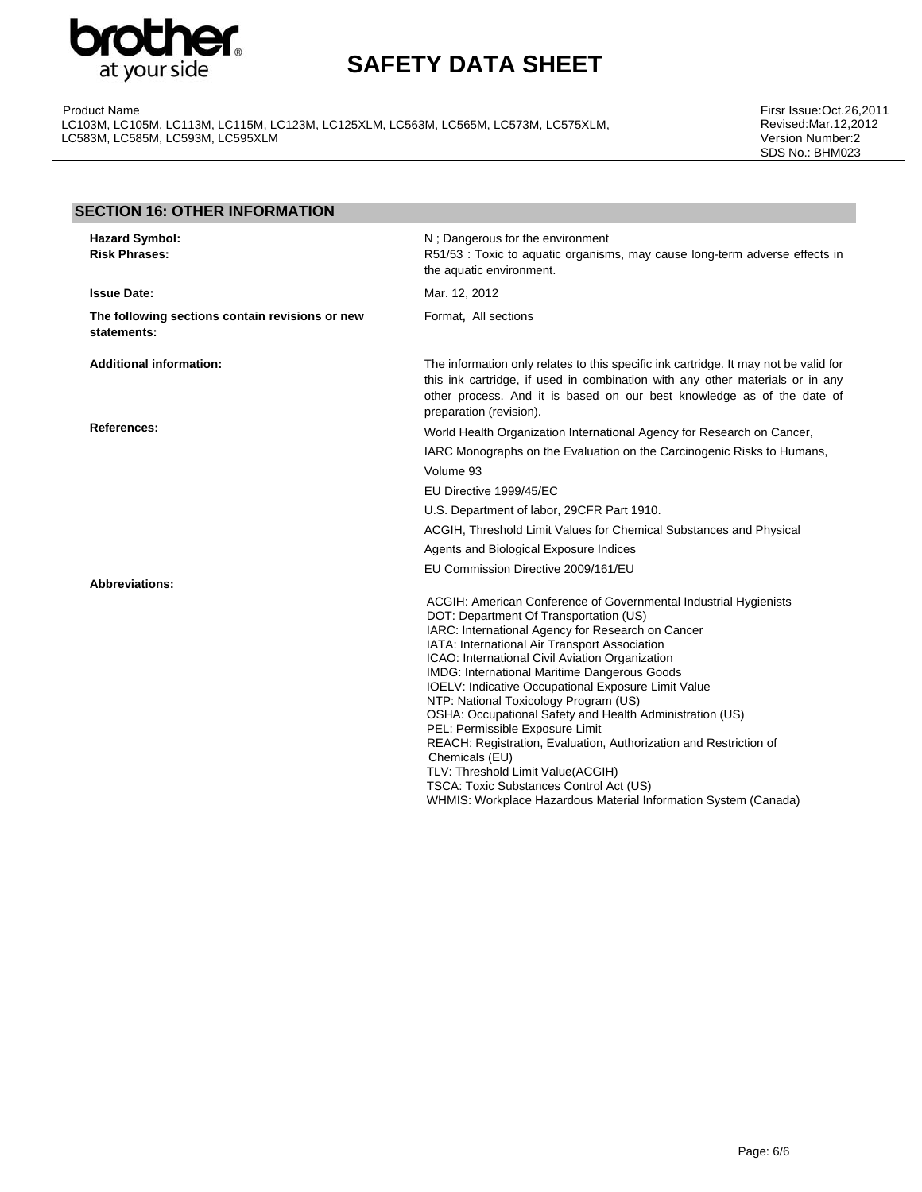## SECTION 16: OTHER INFORMATION

| | |
|---|---|
| **Hazard Symbol:** | N ; Dangerous for the environment |
| **Risk Phrases:** | R51/53 : Toxic to aquatic organisms, may cause long-term adverse effects in the aquatic environment. |
| **Issue Date:** | Mar. 12, 2012 |
| **The following sections contain revisions or new statements:** | Format**,** All sections |
| **Additional information:** | The information only relates to this specific ink cartridge. It may not be valid for this ink cartridge, if used in combination with any other materials or in any other process. And it is based on our best knowledge as of the date of preparation (revision). |
| **References:** | World Health Organization International Agency for Research on Cancer, IARC Monographs on the Evaluation on the Carcinogenic Risks to Humans, Volume 93<br>EU Directive 1999/45/EC<br>U.S. Department of labor, 29CFR Part 1910.<br>ACGIH, Threshold Limit Values for Chemical Substances and Physical Agents and Biological Exposure Indices<br>EU Commission Directive 2009/161/EU |
| **Abbreviations:** | ACGIH: American Conference of Governmental Industrial Hygienists<br>DOT: Department Of Transportation (US)<br>IARC: International Agency for Research on Cancer<br>IATA: International Air Transport Association<br>ICAO: International Civil Aviation Organization<br>IMDG: International Maritime Dangerous Goods<br>IOELV: Indicative Occupational Exposure Limit Value<br>NTP: National Toxicology Program (US)<br>OSHA: Occupational Safety and Health Administration (US)<br>PEL: Permissible Exposure Limit<br>REACH: Registration, Evaluation, Authorization and Restriction of Chemicals (EU)<br>TLV: Threshold Limit Value(ACGIH)<br>TSCA: Toxic Substances Control Act (US)<br>WHMIS: Workplace Hazardous Material Information System (Canada) |